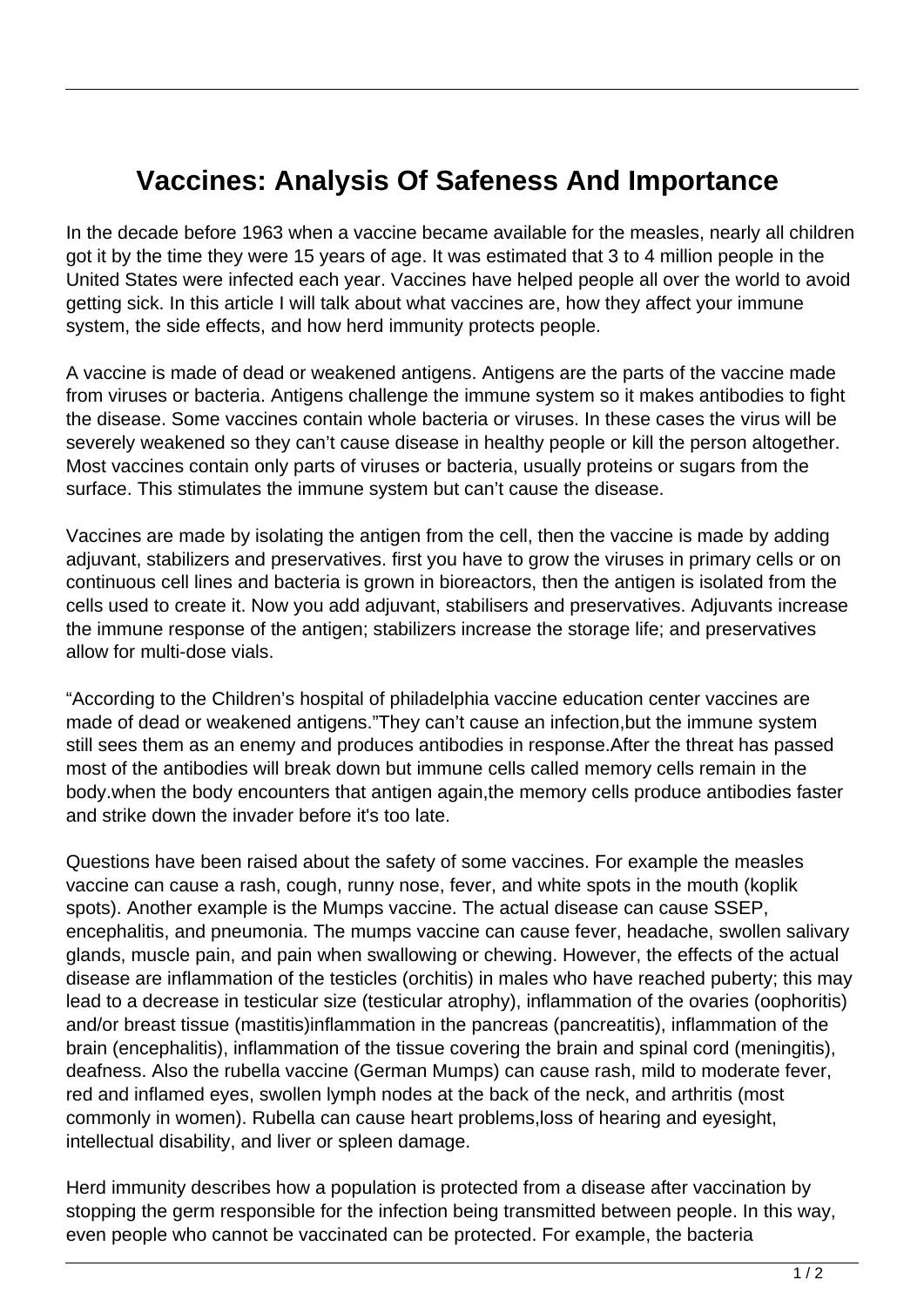# Vaccines: Analysis Of Safeness And Importance

In the decade before 1963 when a vaccine became available for the measles, nearly all children got it by the time they were 15 years of age. It was estimated that 3 to 4 million people in the United States were infected each year. Vaccines have helped people all over the world to avoid getting sick. In this article I will talk about what vaccines are, how they affect your immune system, the side effects, and how herd immunity protects people.

A vaccine is made of dead or weakened antigens. Antigens are the parts of the vaccine made from viruses or bacteria. Antigens challenge the immune system so it makes antibodies to fight the disease. Some vaccines contain whole bacteria or viruses. In these cases the virus will be severely weakened so they can't cause disease in healthy people or kill the person altogether. Most vaccines contain only parts of viruses or bacteria, usually proteins or sugars from the surface. This stimulates the immune system but can't cause the disease.

Vaccines are made by isolating the antigen from the cell, then the vaccine is made by adding adjuvant, stabilizers and preservatives. first you have to grow the viruses in primary cells or on continuous cell lines and bacteria is grown in bioreactors, then the antigen is isolated from the cells used to create it. Now you add adjuvant, stabilisers and preservatives. Adjuvants increase the immune response of the antigen; stabilizers increase the storage life; and preservatives allow for multi-dose vials.

"According to the Children's hospital of philadelphia vaccine education center vaccines are made of dead or weakened antigens."They can't cause an infection,but the immune system still sees them as an enemy and produces antibodies in response.After the threat has passed most of the antibodies will break down but immune cells called memory cells remain in the body.when the body encounters that antigen again,the memory cells produce antibodies faster and strike down the invader before it's too late.

Questions have been raised about the safety of some vaccines. For example the measles vaccine can cause a rash, cough, runny nose, fever, and white spots in the mouth (koplik spots). Another example is the Mumps vaccine. The actual disease can cause SSEP, encephalitis, and pneumonia. The mumps vaccine can cause fever, headache, swollen salivary glands, muscle pain, and pain when swallowing or chewing. However, the effects of the actual disease are inflammation of the testicles (orchitis) in males who have reached puberty; this may lead to a decrease in testicular size (testicular atrophy), inflammation of the ovaries (oophoritis) and/or breast tissue (mastitis)inflammation in the pancreas (pancreatitis), inflammation of the brain (encephalitis), inflammation of the tissue covering the brain and spinal cord (meningitis), deafness. Also the rubella vaccine (German Mumps) can cause rash, mild to moderate fever, red and inflamed eyes, swollen lymph nodes at the back of the neck, and arthritis (most commonly in women). Rubella can cause heart problems,loss of hearing and eyesight, intellectual disability, and liver or spleen damage.

Herd immunity describes how a population is protected from a disease after vaccination by stopping the germ responsible for the infection being transmitted between people. In this way, even people who cannot be vaccinated can be protected. For example, the bacteria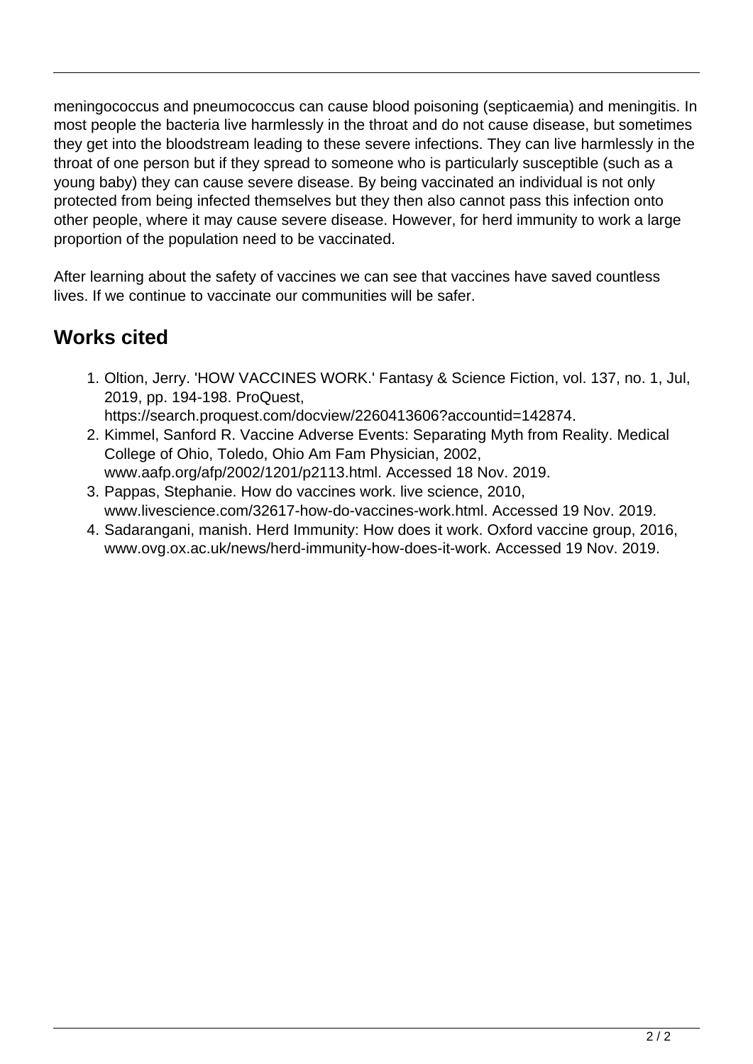meningococcus and pneumococcus can cause blood poisoning (septicaemia) and meningitis. In most people the bacteria live harmlessly in the throat and do not cause disease, but sometimes they get into the bloodstream leading to these severe infections. They can live harmlessly in the throat of one person but if they spread to someone who is particularly susceptible (such as a young baby) they can cause severe disease. By being vaccinated an individual is not only protected from being infected themselves but they then also cannot pass this infection onto other people, where it may cause severe disease. However, for herd immunity to work a large proportion of the population need to be vaccinated.

After learning about the safety of vaccines we can see that vaccines have saved countless lives. If we continue to vaccinate our communities will be safer.

## Works cited

1. Oltion, Jerry. 'HOW VACCINES WORK.' Fantasy & Science Fiction, vol. 137, no. 1, Jul, 2019, pp. 194-198. ProQuest, https://search.proquest.com/docview/2260413606?accountid=142874.
2. Kimmel, Sanford R. Vaccine Adverse Events: Separating Myth from Reality. Medical College of Ohio, Toledo, Ohio Am Fam Physician, 2002, www.aafp.org/afp/2002/1201/p2113.html. Accessed 18 Nov. 2019.
3. Pappas, Stephanie. How do vaccines work. live science, 2010, www.livescience.com/32617-how-do-vaccines-work.html. Accessed 19 Nov. 2019.
4. Sadarangani, manish. Herd Immunity: How does it work. Oxford vaccine group, 2016, www.ovg.ox.ac.uk/news/herd-immunity-how-does-it-work. Accessed 19 Nov. 2019.